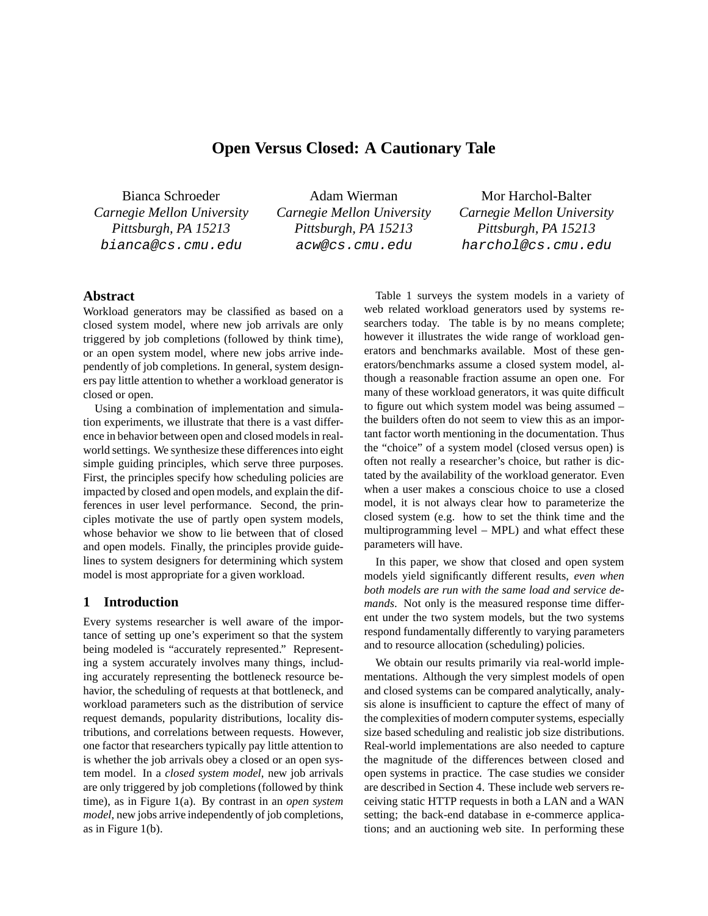# Open Versus Closed: A Cautionary Tale

Bianca Schroeder
*Carnegie Mellon University*
*Pittsburgh, PA 15213*
`bianca@cs.cmu.edu`

Adam Wierman
*Carnegie Mellon University*
*Pittsburgh, PA 15213*
`acw@cs.cmu.edu`

Mor Harchol-Balter
*Carnegie Mellon University*
*Pittsburgh, PA 15213*
`harchol@cs.cmu.edu`

## Abstract

Workload generators may be classified as based on a closed system model, where new job arrivals are only triggered by job completions (followed by think time), or an open system model, where new jobs arrive independently of job completions. In general, system designers pay little attention to whether a workload generator is closed or open.

Using a combination of implementation and simulation experiments, we illustrate that there is a vast difference in behavior between open and closed models in real-world settings. We synthesize these differences into eight simple guiding principles, which serve three purposes. First, the principles specify how scheduling policies are impacted by closed and open models, and explain the differences in user level performance. Second, the principles motivate the use of partly open system models, whose behavior we show to lie between that of closed and open models. Finally, the principles provide guidelines to system designers for determining which system model is most appropriate for a given workload.

## 1 Introduction

Every systems researcher is well aware of the importance of setting up one's experiment so that the system being modeled is "accurately represented." Representing a system accurately involves many things, including accurately representing the bottleneck resource behavior, the scheduling of requests at that bottleneck, and workload parameters such as the distribution of service request demands, popularity distributions, locality distributions, and correlations between requests. However, one factor that researchers typically pay little attention to is whether the job arrivals obey a closed or an open system model. In a *closed system model*, new job arrivals are only triggered by job completions (followed by think time), as in Figure 1(a). By contrast in an *open system model*, new jobs arrive independently of job completions, as in Figure 1(b).

Table 1 surveys the system models in a variety of web related workload generators used by systems researchers today. The table is by no means complete; however it illustrates the wide range of workload generators and benchmarks available. Most of these generators/benchmarks assume a closed system model, although a reasonable fraction assume an open one. For many of these workload generators, it was quite difficult to figure out which system model was being assumed – the builders often do not seem to view this as an important factor worth mentioning in the documentation. Thus the "choice" of a system model (closed versus open) is often not really a researcher's choice, but rather is dictated by the availability of the workload generator. Even when a user makes a conscious choice to use a closed model, it is not always clear how to parameterize the closed system (e.g. how to set the think time and the multiprogramming level – MPL) and what effect these parameters will have.

In this paper, we show that closed and open system models yield significantly different results, *even when both models are run with the same load and service demands*. Not only is the measured response time different under the two system models, but the two systems respond fundamentally differently to varying parameters and to resource allocation (scheduling) policies.

We obtain our results primarily via real-world implementations. Although the very simplest models of open and closed systems can be compared analytically, analysis alone is insufficient to capture the effect of many of the complexities of modern computer systems, especially size based scheduling and realistic job size distributions. Real-world implementations are also needed to capture the magnitude of the differences between closed and open systems in practice. The case studies we consider are described in Section 4. These include web servers receiving static HTTP requests in both a LAN and a WAN setting; the back-end database in e-commerce applications; and an auctioning web site. In performing these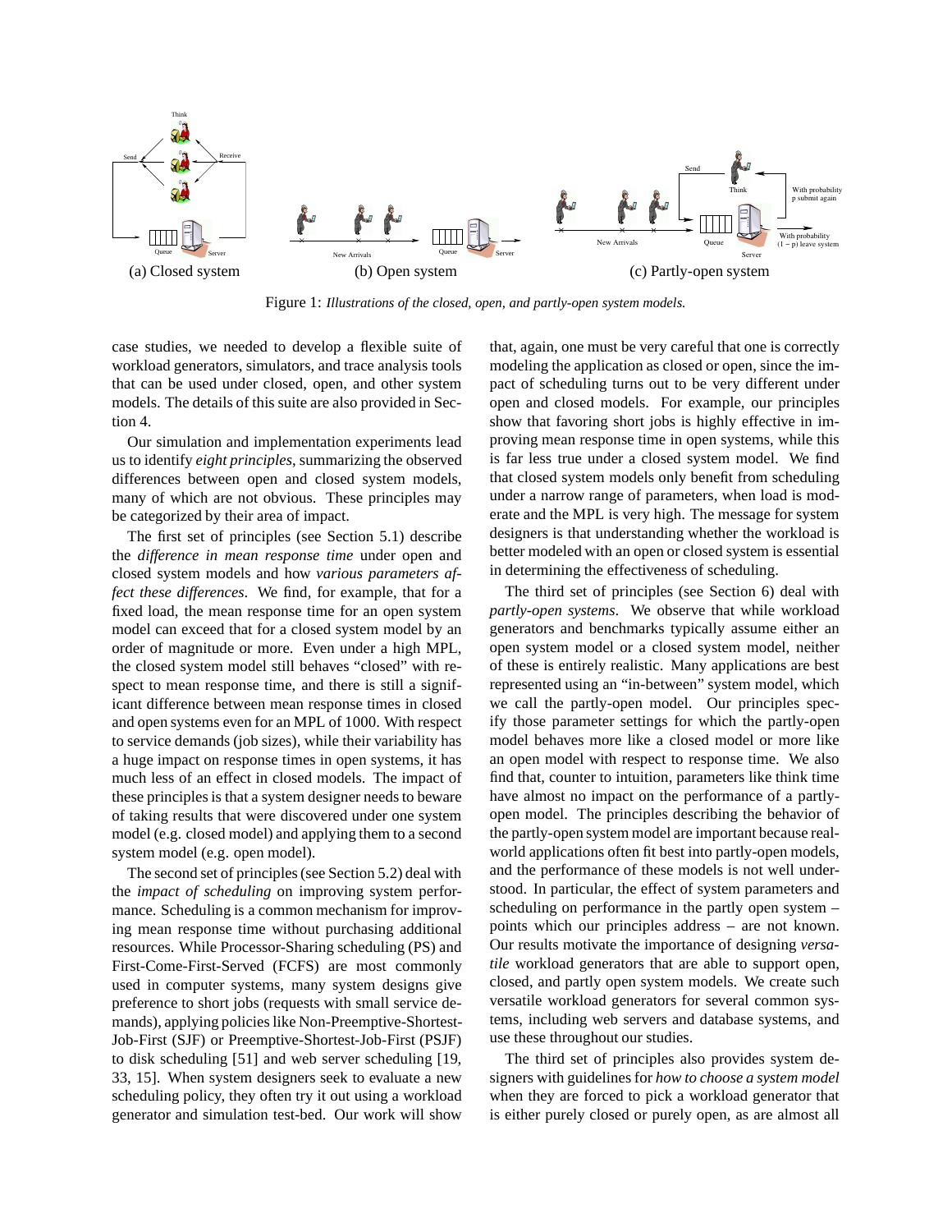(a) Closed system (b) Open system (c) Partly-open system

Figure 1: *Illustrations of the closed, open, and partly-open system models.*

case studies, we needed to develop a flexible suite of workload generators, simulators, and trace analysis tools that can be used under closed, open, and other system models. The details of this suite are also provided in Section 4.

Our simulation and implementation experiments lead us to identify *eight principles*, summarizing the observed differences between open and closed system models, many of which are not obvious. These principles may be categorized by their area of impact.

The first set of principles (see Section 5.1) describe the *difference in mean response time* under open and closed system models and how *various parameters affect these differences*. We find, for example, that for a fixed load, the mean response time for an open system model can exceed that for a closed system model by an order of magnitude or more. Even under a high MPL, the closed system model still behaves "closed" with respect to mean response time, and there is still a significant difference between mean response times in closed and open systems even for an MPL of 1000. With respect to service demands (job sizes), while their variability has a huge impact on response times in open systems, it has much less of an effect in closed models. The impact of these principles is that a system designer needs to beware of taking results that were discovered under one system model (e.g. closed model) and applying them to a second system model (e.g. open model).

The second set of principles (see Section 5.2) deal with the *impact of scheduling* on improving system performance. Scheduling is a common mechanism for improving mean response time without purchasing additional resources. While Processor-Sharing scheduling (PS) and First-Come-First-Served (FCFS) are most commonly used in computer systems, many system designs give preference to short jobs (requests with small service demands), applying policies like Non-Preemptive-Shortest-Job-First (SJF) or Preemptive-Shortest-Job-First (PSJF) to disk scheduling [51] and web server scheduling [19, 33, 15]. When system designers seek to evaluate a new scheduling policy, they often try it out using a workload generator and simulation test-bed. Our work will show that, again, one must be very careful that one is correctly modeling the application as closed or open, since the impact of scheduling turns out to be very different under open and closed models. For example, our principles show that favoring short jobs is highly effective in improving mean response time in open systems, while this is far less true under a closed system model. We find that closed system models only benefit from scheduling under a narrow range of parameters, when load is moderate and the MPL is very high. The message for system designers is that understanding whether the workload is better modeled with an open or closed system is essential in determining the effectiveness of scheduling.

The third set of principles (see Section 6) deal with *partly-open systems*. We observe that while workload generators and benchmarks typically assume either an open system model or a closed system model, neither of these is entirely realistic. Many applications are best represented using an "in-between" system model, which we call the partly-open model. Our principles specify those parameter settings for which the partly-open model behaves more like a closed model or more like an open model with respect to response time. We also find that, counter to intuition, parameters like think time have almost no impact on the performance of a partly-open model. The principles describing the behavior of the partly-open system model are important because real-world applications often fit best into partly-open models, and the performance of these models is not well understood. In particular, the effect of system parameters and scheduling on performance in the partly open system – points which our principles address – are not known. Our results motivate the importance of designing *versatile* workload generators that are able to support open, closed, and partly open system models. We create such versatile workload generators for several common systems, including web servers and database systems, and use these throughout our studies.

The third set of principles also provides system designers with guidelines for *how to choose a system model* when they are forced to pick a workload generator that is either purely closed or purely open, as are almost all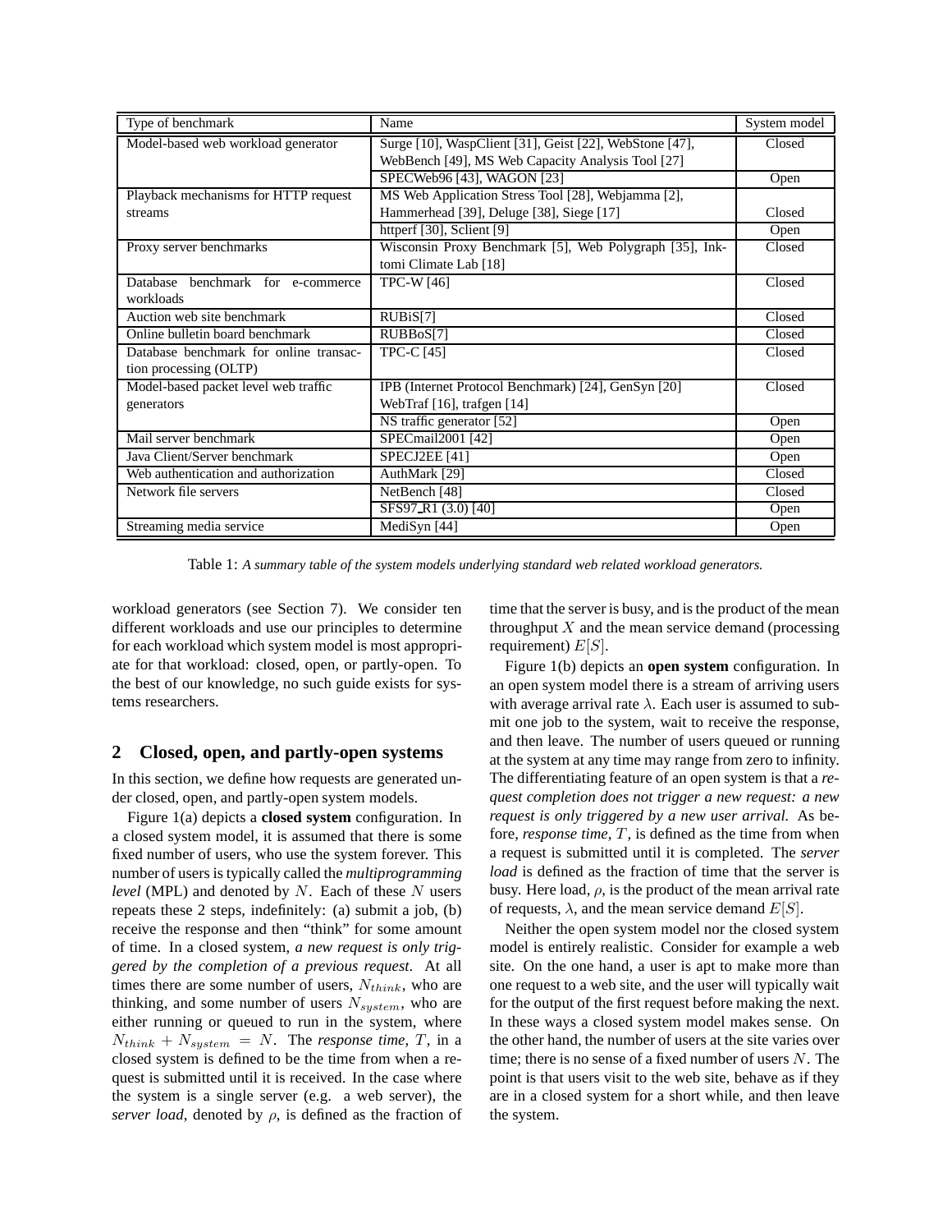| Type of benchmark | Name | System model |
|---|---|---|
| Model-based web workload generator | Surge [10], WaspClient [31], Geist [22], WebStone [47], WebBench [49], MS Web Capacity Analysis Tool [27] | Closed |
| | SPECWeb96 [43], WAGON [23] | Open |
| Playback mechanisms for HTTP request streams | MS Web Application Stress Tool [28], Webjamma [2], Hammerhead [39], Deluge [38], Siege [17] | Closed |
| | httperf [30], Sclient [9] | Open |
| Proxy server benchmarks | Wisconsin Proxy Benchmark [5], Web Polygraph [35], Inktomi Climate Lab [18] | Closed |
| Database benchmark for e-commerce workloads | TPC-W [46] | Closed |
| Auction web site benchmark | RUBiS[7] | Closed |
| Online bulletin board benchmark | RUBBoS[7] | Closed |
| Database benchmark for online transaction processing (OLTP) | TPC-C [45] | Closed |
| Model-based packet level web traffic generators | IPB (Internet Protocol Benchmark) [24], GenSyn [20] WebTraf [16], trafgen [14] | Closed |
| | NS traffic generator [52] | Open |
| Mail server benchmark | SPECmail2001 [42] | Open |
| Java Client/Server benchmark | SPECJ2EE [41] | Open |
| Web authentication and authorization | AuthMark [29] | Closed |
| Network file servers | NetBench [48] | Closed |
| | SFS97_R1 (3.0) [40] | Open |
| Streaming media service | MediSyn [44] | Open |

Table 1: *A summary table of the system models underlying standard web related workload generators.*

workload generators (see Section 7). We consider ten different workloads and use our principles to determine for each workload which system model is most appropriate for that workload: closed, open, or partly-open. To the best of our knowledge, no such guide exists for systems researchers.

## 2 Closed, open, and partly-open systems

In this section, we define how requests are generated under closed, open, and partly-open system models.

Figure 1(a) depicts a **closed system** configuration. In a closed system model, it is assumed that there is some fixed number of users, who use the system forever. This number of users is typically called the *multiprogramming level* (MPL) and denoted by $N$. Each of these $N$ users repeats these 2 steps, indefinitely: (a) submit a job, (b) receive the response and then "think" for some amount of time. In a closed system, *a new request is only triggered by the completion of a previous request*. At all times there are some number of users, $N_{think}$, who are thinking, and some number of users $N_{system}$, who are either running or queued to run in the system, where $N_{think} + N_{system} = N$. The *response time*, $T$, in a closed system is defined to be the time from when a request is submitted until it is received. In the case where the system is a single server (e.g. a web server), the *server load*, denoted by $\rho$, is defined as the fraction of time that the server is busy, and is the product of the mean throughput $X$ and the mean service demand (processing requirement) $E[S]$.

Figure 1(b) depicts an **open system** configuration. In an open system model there is a stream of arriving users with average arrival rate $\lambda$. Each user is assumed to submit one job to the system, wait to receive the response, and then leave. The number of users queued or running at the system at any time may range from zero to infinity. The differentiating feature of an open system is that a *request completion does not trigger a new request: a new request is only triggered by a new user arrival.* As before, *response time*, $T$, is defined as the time from when a request is submitted until it is completed. The *server load* is defined as the fraction of time that the server is busy. Here load, $\rho$, is the product of the mean arrival rate of requests, $\lambda$, and the mean service demand $E[S]$.

Neither the open system model nor the closed system model is entirely realistic. Consider for example a web site. On the one hand, a user is apt to make more than one request to a web site, and the user will typically wait for the output of the first request before making the next. In these ways a closed system model makes sense. On the other hand, the number of users at the site varies over time; there is no sense of a fixed number of users $N$. The point is that users visit to the web site, behave as if they are in a closed system for a short while, and then leave the system.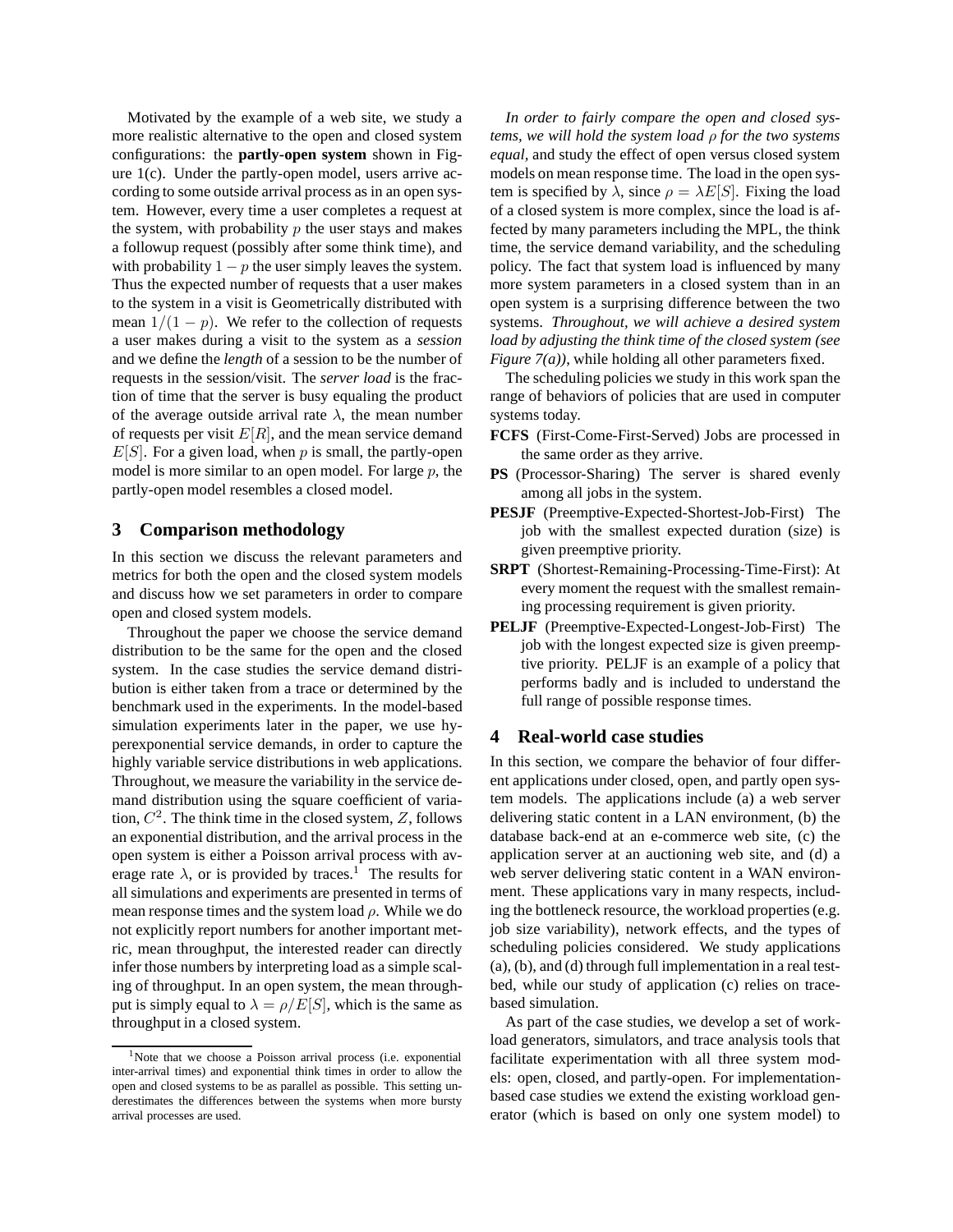Motivated by the example of a web site, we study a more realistic alternative to the open and closed system configurations: the **partly-open system** shown in Figure 1(c). Under the partly-open model, users arrive according to some outside arrival process as in an open system. However, every time a user completes a request at the system, with probability $p$ the user stays and makes a followup request (possibly after some think time), and with probability $1-p$ the user simply leaves the system. Thus the expected number of requests that a user makes to the system in a visit is Geometrically distributed with mean $1/(1-p)$. We refer to the collection of requests a user makes during a visit to the system as a *session* and we define the *length* of a session to be the number of requests in the session/visit. The *server load* is the fraction of time that the server is busy equaling the product of the average outside arrival rate $\lambda$, the mean number of requests per visit $E[R]$, and the mean service demand $E[S]$. For a given load, when $p$ is small, the partly-open model is more similar to an open model. For large $p$, the partly-open model resembles a closed model.

## 3 Comparison methodology

In this section we discuss the relevant parameters and metrics for both the open and the closed system models and discuss how we set parameters in order to compare open and closed system models.

Throughout the paper we choose the service demand distribution to be the same for the open and the closed system. In the case studies the service demand distribution is either taken from a trace or determined by the benchmark used in the experiments. In the model-based simulation experiments later in the paper, we use hyperexponential service demands, in order to capture the highly variable service distributions in web applications. Throughout, we measure the variability in the service demand distribution using the square coefficient of variation, $C^2$. The think time in the closed system, $Z$, follows an exponential distribution, and the arrival process in the open system is either a Poisson arrival process with average rate $\lambda$, or is provided by traces.[1] The results for all simulations and experiments are presented in terms of mean response times and the system load $\rho$. While we do not explicitly report numbers for another important metric, mean throughput, the interested reader can directly infer those numbers by interpreting load as a simple scaling of throughput. In an open system, the mean throughput is simply equal to $\lambda = \rho/E[S]$, which is the same as throughput in a closed system.

[1] Note that we choose a Poisson arrival process (i.e. exponential inter-arrival times) and exponential think times in order to allow the open and closed systems to be as parallel as possible. This setting underestimates the differences between the systems when more bursty arrival processes are used.

*In order to fairly compare the open and closed systems, we will hold the system load $\rho$ for the two systems equal,* and study the effect of open versus closed system models on mean response time. The load in the open system is specified by $\lambda$, since $\rho = \lambda E[S]$. Fixing the load of a closed system is more complex, since the load is affected by many parameters including the MPL, the think time, the service demand variability, and the scheduling policy. The fact that system load is influenced by many more system parameters in a closed system than in an open system is a surprising difference between the two systems. *Throughout, we will achieve a desired system load by adjusting the think time of the closed system (see Figure 7(a))*, while holding all other parameters fixed.

The scheduling policies we study in this work span the range of behaviors of policies that are used in computer systems today.

- **FCFS** (First-Come-First-Served) Jobs are processed in the same order as they arrive.
- **PS** (Processor-Sharing) The server is shared evenly among all jobs in the system.
- **PESJF** (Preemptive-Expected-Shortest-Job-First) The job with the smallest expected duration (size) is given preemptive priority.
- **SRPT** (Shortest-Remaining-Processing-Time-First): At every moment the request with the smallest remaining processing requirement is given priority.
- **PELJF** (Preemptive-Expected-Longest-Job-First) The job with the longest expected size is given preemptive priority. PELJF is an example of a policy that performs badly and is included to understand the full range of possible response times.

## 4 Real-world case studies

In this section, we compare the behavior of four different applications under closed, open, and partly open system models. The applications include (a) a web server delivering static content in a LAN environment, (b) the database back-end at an e-commerce web site, (c) the application server at an auctioning web site, and (d) a web server delivering static content in a WAN environment. These applications vary in many respects, including the bottleneck resource, the workload properties (e.g. job size variability), network effects, and the types of scheduling policies considered. We study applications (a), (b), and (d) through full implementation in a real testbed, while our study of application (c) relies on trace-based simulation.

As part of the case studies, we develop a set of workload generators, simulators, and trace analysis tools that facilitate experimentation with all three system models: open, closed, and partly-open. For implementation-based case studies we extend the existing workload generator (which is based on only one system model) to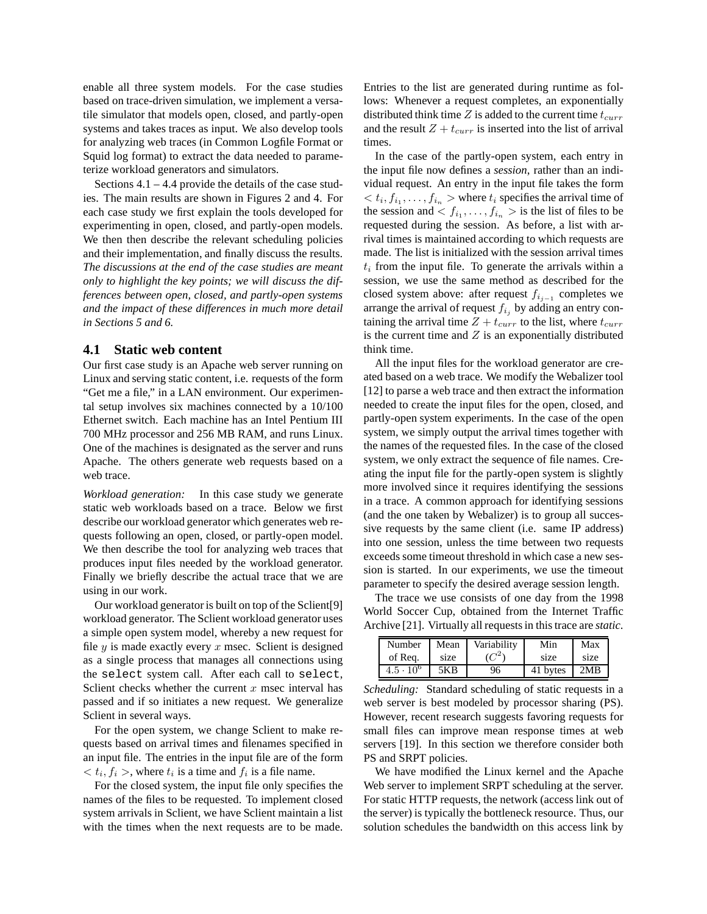enable all three system models. For the case studies based on trace-driven simulation, we implement a versatile simulator that models open, closed, and partly-open systems and takes traces as input. We also develop tools for analyzing web traces (in Common Logfile Format or Squid log format) to extract the data needed to parameterize workload generators and simulators.

Sections 4.1 – 4.4 provide the details of the case studies. The main results are shown in Figures 2 and 4. For each case study we first explain the tools developed for experimenting in open, closed, and partly-open models. We then then describe the relevant scheduling policies and their implementation, and finally discuss the results. *The discussions at the end of the case studies are meant only to highlight the key points; we will discuss the differences between open, closed, and partly-open systems and the impact of these differences in much more detail in Sections 5 and 6.*

## 4.1 Static web content

Our first case study is an Apache web server running on Linux and serving static content, i.e. requests of the form "Get me a file," in a LAN environment. Our experimental setup involves six machines connected by a 10/100 Ethernet switch. Each machine has an Intel Pentium III 700 MHz processor and 256 MB RAM, and runs Linux. One of the machines is designated as the server and runs Apache. The others generate web requests based on a web trace.

*Workload generation:* In this case study we generate static web workloads based on a trace. Below we first describe our workload generator which generates web requests following an open, closed, or partly-open model. We then describe the tool for analyzing web traces that produces input files needed by the workload generator. Finally we briefly describe the actual trace that we are using in our work.

Our workload generator is built on top of the Sclient[9] workload generator. The Sclient workload generator uses a simple open system model, whereby a new request for file $y$ is made exactly every $x$ msec. Sclient is designed as a single process that manages all connections using the `select` system call. After each call to `select`, Sclient checks whether the current $x$ msec interval has passed and if so initiates a new request. We generalize Sclient in several ways.

For the open system, we change Sclient to make requests based on arrival times and filenames specified in an input file. The entries in the input file are of the form $< t_i, f_i >$, where $t_i$ is a time and $f_i$ is a file name.

For the closed system, the input file only specifies the names of the files to be requested. To implement closed system arrivals in Sclient, we have Sclient maintain a list with the times when the next requests are to be made. Entries to the list are generated during runtime as follows: Whenever a request completes, an exponentially distributed think time $Z$ is added to the current time $t_{curr}$ and the result $Z + t_{curr}$ is inserted into the list of arrival times.

In the case of the partly-open system, each entry in the input file now defines a *session*, rather than an individual request. An entry in the input file takes the form $< t_i, f_{i_1}, \ldots, f_{i_n} >$ where $t_i$ specifies the arrival time of the session and $< f_{i_1}, \ldots, f_{i_n} >$ is the list of files to be requested during the session. As before, a list with arrival times is maintained according to which requests are made. The list is initialized with the session arrival times $t_i$ from the input file. To generate the arrivals within a session, we use the same method as described for the closed system above: after request $f_{i_{j-1}}$ completes we arrange the arrival of request $f_{i_j}$ by adding an entry containing the arrival time $Z + t_{curr}$ to the list, where $t_{curr}$ is the current time and $Z$ is an exponentially distributed think time.

All the input files for the workload generator are created based on a web trace. We modify the Webalizer tool [12] to parse a web trace and then extract the information needed to create the input files for the open, closed, and partly-open system experiments. In the case of the open system, we simply output the arrival times together with the names of the requested files. In the case of the closed system, we only extract the sequence of file names. Creating the input file for the partly-open system is slightly more involved since it requires identifying the sessions in a trace. A common approach for identifying sessions (and the one taken by Webalizer) is to group all successive requests by the same client (i.e. same IP address) into one session, unless the time between two requests exceeds some timeout threshold in which case a new session is started. In our experiments, we use the timeout parameter to specify the desired average session length.

The trace we use consists of one day from the 1998 World Soccer Cup, obtained from the Internet Traffic Archive [21]. Virtually all requests in this trace are *static*.

| Number of Req. | Mean size | Variability ($C^2$) | Min size | Max size |
|---|---|---|---|---|
| $4.5 \cdot 10^6$ | 5KB | 96 | 41 bytes | 2MB |

*Scheduling:* Standard scheduling of static requests in a web server is best modeled by processor sharing (PS). However, recent research suggests favoring requests for small files can improve mean response times at web servers [19]. In this section we therefore consider both PS and SRPT policies.

We have modified the Linux kernel and the Apache Web server to implement SRPT scheduling at the server. For static HTTP requests, the network (access link out of the server) is typically the bottleneck resource. Thus, our solution schedules the bandwidth on this access link by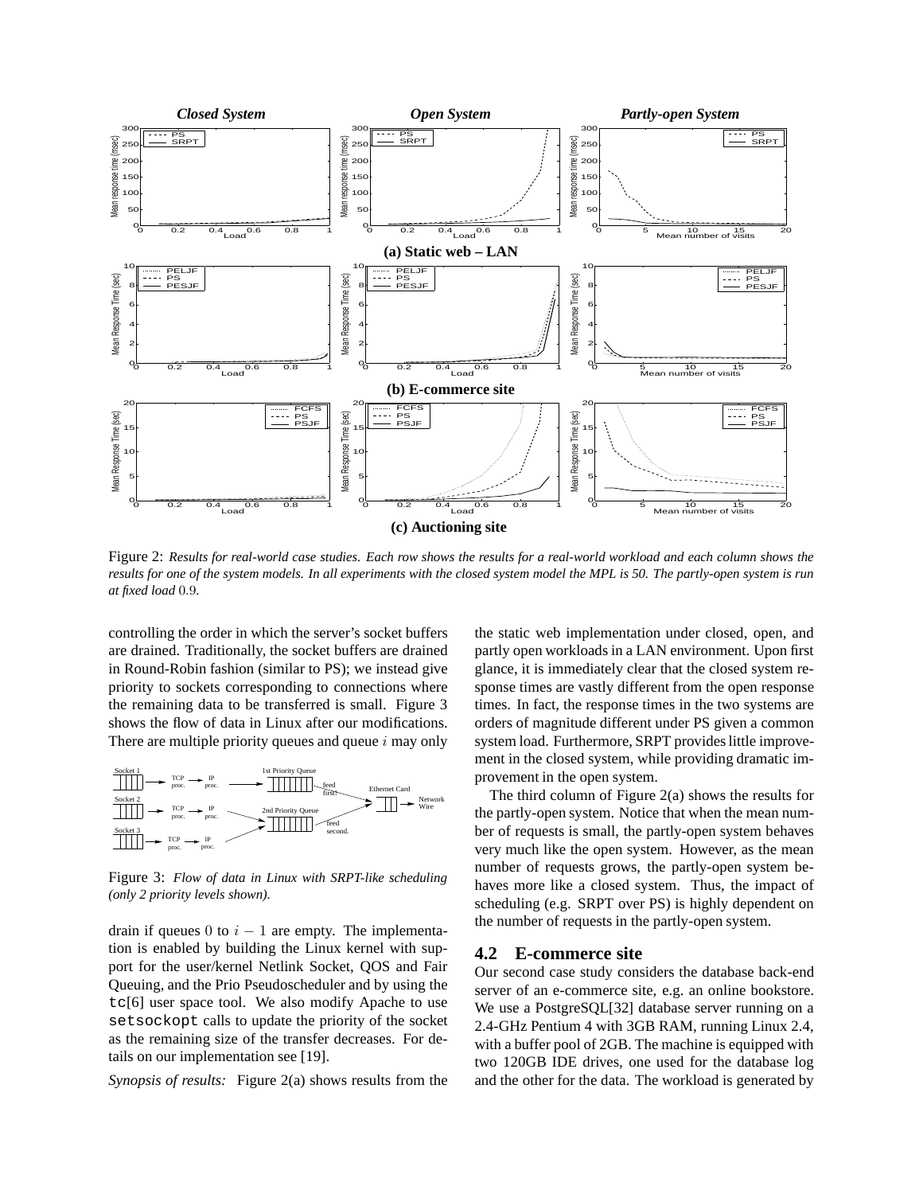Figure 2: *Results for real-world case studies. Each row shows the results for a real-world workload and each column shows the results for one of the system models. In all experiments with the closed system model the MPL is 50. The partly-open system is run at fixed load* 0.9*.*

controlling the order in which the server's socket buffers are drained. Traditionally, the socket buffers are drained in Round-Robin fashion (similar to PS); we instead give priority to sockets corresponding to connections where the remaining data to be transferred is small. Figure 3 shows the flow of data in Linux after our modifications. There are multiple priority queues and queue $i$ may only drain if queues 0 to $i-1$ are empty. The implementation is enabled by building the Linux kernel with support for the user/kernel Netlink Socket, QOS and Fair Queuing, and the Prio Pseudoscheduler and by using the `tc`[6] user space tool. We also modify Apache to use `setsockopt` calls to update the priority of the socket as the remaining size of the transfer decreases. For details on our implementation see [19].

Figure 3: *Flow of data in Linux with SRPT-like scheduling (only 2 priority levels shown).*

*Synopsis of results:* Figure 2(a) shows results from the the static web implementation under closed, open, and partly open workloads in a LAN environment. Upon first glance, it is immediately clear that the closed system response times are vastly different from the open response times. In fact, the response times in the two systems are orders of magnitude different under PS given a common system load. Furthermore, SRPT provides little improvement in the closed system, while providing dramatic improvement in the open system.

The third column of Figure 2(a) shows the results for the partly-open system. Notice that when the mean number of requests is small, the partly-open system behaves very much like the open system. However, as the mean number of requests grows, the partly-open system behaves more like a closed system. Thus, the impact of scheduling (e.g. SRPT over PS) is highly dependent on the number of requests in the partly-open system.

## 4.2 E-commerce site

Our second case study considers the database back-end server of an e-commerce site, e.g. an online bookstore. We use a PostgreSQL[32] database server running on a 2.4-GHz Pentium 4 with 3GB RAM, running Linux 2.4, with a buffer pool of 2GB. The machine is equipped with two 120GB IDE drives, one used for the database log and the other for the data. The workload is generated by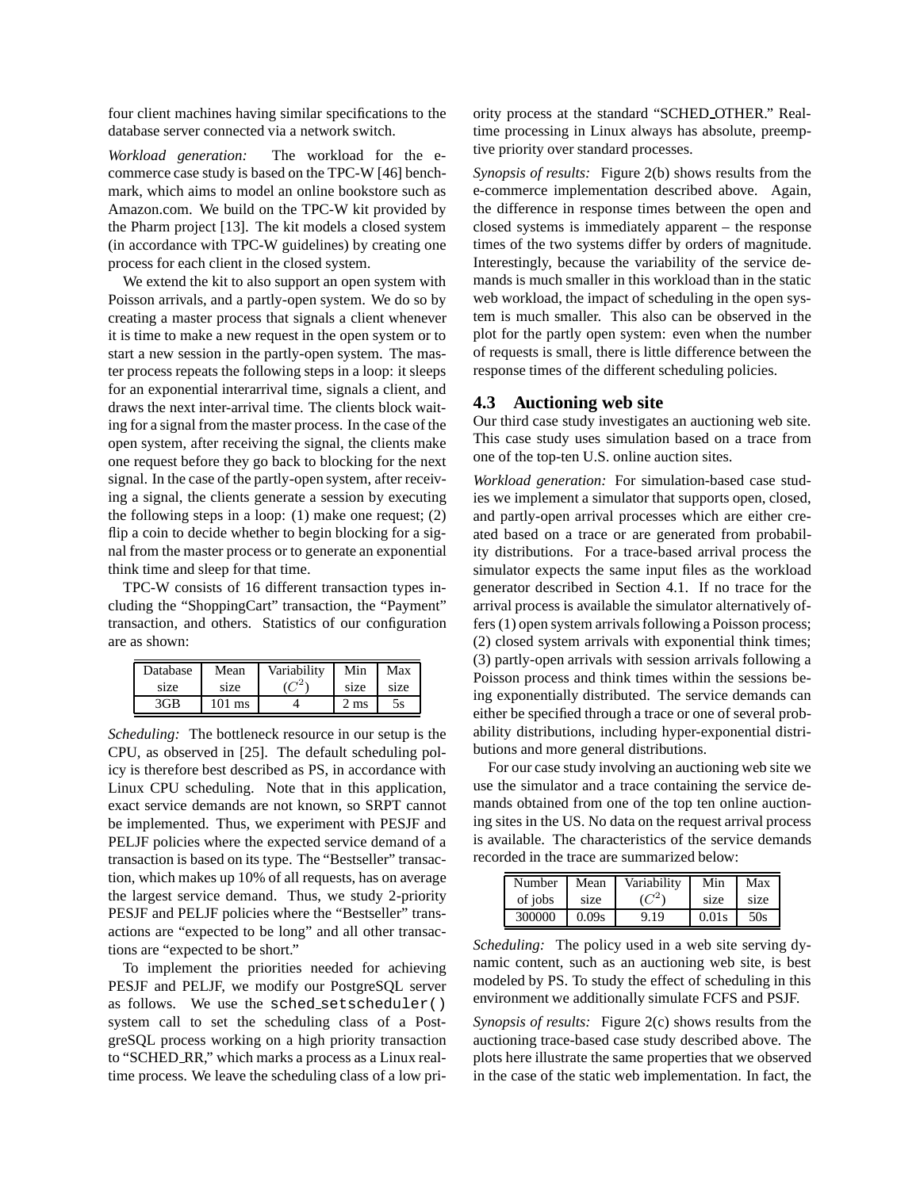four client machines having similar specifications to the database server connected via a network switch.

*Workload generation:* The workload for the e-commerce case study is based on the TPC-W [46] benchmark, which aims to model an online bookstore such as Amazon.com. We build on the TPC-W kit provided by the Pharm project [13]. The kit models a closed system (in accordance with TPC-W guidelines) by creating one process for each client in the closed system.

We extend the kit to also support an open system with Poisson arrivals, and a partly-open system. We do so by creating a master process that signals a client whenever it is time to make a new request in the open system or to start a new session in the partly-open system. The master process repeats the following steps in a loop: it sleeps for an exponential interarrival time, signals a client, and draws the next inter-arrival time. The clients block waiting for a signal from the master process. In the case of the open system, after receiving the signal, the clients make one request before they go back to blocking for the next signal. In the case of the partly-open system, after receiving a signal, the clients generate a session by executing the following steps in a loop: (1) make one request; (2) flip a coin to decide whether to begin blocking for a signal from the master process or to generate an exponential think time and sleep for that time.

TPC-W consists of 16 different transaction types including the "ShoppingCart" transaction, the "Payment" transaction, and others. Statistics of our configuration are as shown:

| Database size | Mean size | Variability ($C^2$) | Min size | Max size |
|---|---|---|---|---|
| 3GB | 101 ms | 4 | 2 ms | 5s |

*Scheduling:* The bottleneck resource in our setup is the CPU, as observed in [25]. The default scheduling policy is therefore best described as PS, in accordance with Linux CPU scheduling. Note that in this application, exact service demands are not known, so SRPT cannot be implemented. Thus, we experiment with PESJF and PELJF policies where the expected service demand of a transaction is based on its type. The "Bestseller" transaction, which makes up 10% of all requests, has on average the largest service demand. Thus, we study 2-priority PESJF and PELJF policies where the "Bestseller" transactions are "expected to be long" and all other transactions are "expected to be short."

To implement the priorities needed for achieving PESJF and PELJF, we modify our PostgreSQL server as follows. We use the `sched_setscheduler()` system call to set the scheduling class of a PostgreSQL process working on a high priority transaction to "SCHED_RR," which marks a process as a Linux real-time process. We leave the scheduling class of a low priority process at the standard "SCHED_OTHER." Real-time processing in Linux always has absolute, preemptive priority over standard processes.

*Synopsis of results:* Figure 2(b) shows results from the e-commerce implementation described above. Again, the difference in response times between the open and closed systems is immediately apparent – the response times of the two systems differ by orders of magnitude. Interestingly, because the variability of the service demands is much smaller in this workload than in the static web workload, the impact of scheduling in the open system is much smaller. This also can be observed in the plot for the partly open system: even when the number of requests is small, there is little difference between the response times of the different scheduling policies.

## 4.3 Auctioning web site

Our third case study investigates an auctioning web site. This case study uses simulation based on a trace from one of the top-ten U.S. online auction sites.

*Workload generation:* For simulation-based case studies we implement a simulator that supports open, closed, and partly-open arrival processes which are either created based on a trace or are generated from probability distributions. For a trace-based arrival process the simulator expects the same input files as the workload generator described in Section 4.1. If no trace for the arrival process is available the simulator alternatively offers (1) open system arrivals following a Poisson process; (2) closed system arrivals with exponential think times; (3) partly-open arrivals with session arrivals following a Poisson process and think times within the sessions being exponentially distributed. The service demands can either be specified through a trace or one of several probability distributions, including hyper-exponential distributions and more general distributions.

For our case study involving an auctioning web site we use the simulator and a trace containing the service demands obtained from one of the top ten online auctioning sites in the US. No data on the request arrival process is available. The characteristics of the service demands recorded in the trace are summarized below:

| Number of jobs | Mean size | Variability ($C^2$) | Min size | Max size |
|---|---|---|---|---|
| 300000 | 0.09s | 9.19 | 0.01s | 50s |

*Scheduling:* The policy used in a web site serving dynamic content, such as an auctioning web site, is best modeled by PS. To study the effect of scheduling in this environment we additionally simulate FCFS and PSJF.

*Synopsis of results:* Figure 2(c) shows results from the auctioning trace-based case study described above. The plots here illustrate the same properties that we observed in the case of the static web implementation. In fact, the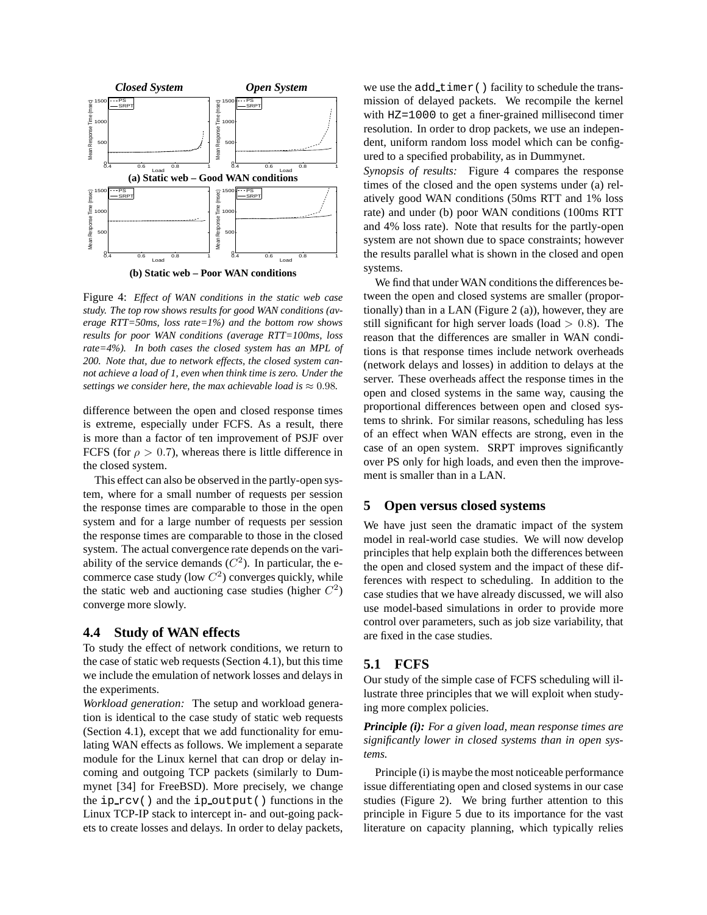**Closed System** **Open System**

**(a) Static web – Good WAN conditions**

**(b) Static web – Poor WAN conditions**

Figure 4: *Effect of WAN conditions in the static web case study. The top row shows results for good WAN conditions (average RTT=50ms, loss rate=1%) and the bottom row shows results for poor WAN conditions (average RTT=100ms, loss rate=4%). In both cases the closed system has an MPL of 200. Note that, due to network effects, the closed system cannot achieve a load of 1, even when think time is zero. Under the settings we consider here, the max achievable load is $\approx 0.98$.*

difference between the open and closed response times is extreme, especially under FCFS. As a result, there is more than a factor of ten improvement of PSJF over FCFS (for $\rho > 0.7$), whereas there is little difference in the closed system.

This effect can also be observed in the partly-open system, where for a small number of requests per session the response times are comparable to those in the open system and for a large number of requests per session the response times are comparable to those in the closed system. The actual convergence rate depends on the variability of the service demands ($C^2$). In particular, the e-commerce case study (low $C^2$) converges quickly, while the static web and auctioning case studies (higher $C^2$) converge more slowly.

### 4.4 Study of WAN effects

To study the effect of network conditions, we return to the case of static web requests (Section 4.1), but this time we include the emulation of network losses and delays in the experiments.

*Workload generation:* The setup and workload generation is identical to the case study of static web requests (Section 4.1), except that we add functionality for emulating WAN effects as follows. We implement a separate module for the Linux kernel that can drop or delay incoming and outgoing TCP packets (similarly to Dummynet [34] for FreeBSD). More precisely, we change the `ip_rcv()` and the `ip_output()` functions in the Linux TCP-IP stack to intercept in- and out-going packets to create losses and delays. In order to delay packets, we use the `add_timer()` facility to schedule the transmission of delayed packets. We recompile the kernel with `HZ=1000` to get a finer-grained millisecond timer resolution. In order to drop packets, we use an independent, uniform random loss model which can be configured to a specified probability, as in Dummynet.

*Synopsis of results:* Figure 4 compares the response times of the closed and the open systems under (a) relatively good WAN conditions (50ms RTT and 1% loss rate) and under (b) poor WAN conditions (100ms RTT and 4% loss rate). Note that results for the partly-open system are not shown due to space constraints; however the results parallel what is shown in the closed and open systems.

We find that under WAN conditions the differences between the open and closed systems are smaller (proportionally) than in a LAN (Figure 2 (a)), however, they are still significant for high server loads (load $> 0.8$). The reason that the differences are smaller in WAN conditions is that response times include network overheads (network delays and losses) in addition to delays at the server. These overheads affect the response times in the open and closed systems in the same way, causing the proportional differences between open and closed systems to shrink. For similar reasons, scheduling has less of an effect when WAN effects are strong, even in the case of an open system. SRPT improves significantly over PS only for high loads, and even then the improvement is smaller than in a LAN.

## 5 Open versus closed systems

We have just seen the dramatic impact of the system model in real-world case studies. We will now develop principles that help explain both the differences between the open and closed system and the impact of these differences with respect to scheduling. In addition to the case studies that we have already discussed, we will also use model-based simulations in order to provide more control over parameters, such as job size variability, that are fixed in the case studies.

### 5.1 FCFS

Our study of the simple case of FCFS scheduling will illustrate three principles that we will exploit when studying more complex policies.

***Principle (i):*** *For a given load, mean response times are significantly lower in closed systems than in open systems.*

Principle (i) is maybe the most noticeable performance issue differentiating open and closed systems in our case studies (Figure 2). We bring further attention to this principle in Figure 5 due to its importance for the vast literature on capacity planning, which typically relies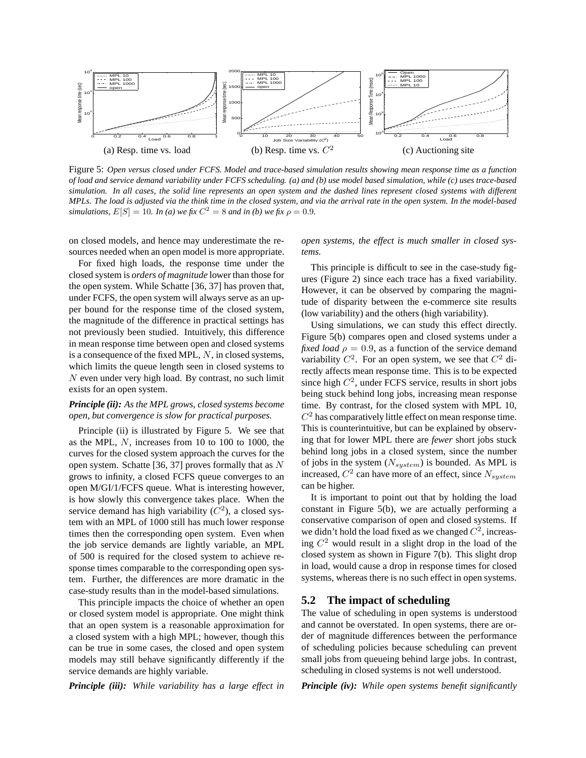(a) Resp. time vs. load (b) Resp. time vs. $C^2$ (c) Auctioning site

Figure 5: *Open versus closed under FCFS. Model and trace-based simulation results showing mean response time as a function of load and service demand variability under FCFS scheduling. (a) and (b) use model based simulation, while (c) uses trace-based simulation. In all cases, the solid line represents an open system and the dashed lines represent closed systems with different MPLs. The load is adjusted via the think time in the closed system, and via the arrival rate in the open system. In the model-based simulations, $E[S] = 10$. In (a) we fix $C^2 = 8$ and in (b) we fix $\rho = 0.9$.*

on closed models, and hence may underestimate the resources needed when an open model is more appropriate.

For fixed high loads, the response time under the closed system is *orders of magnitude* lower than those for the open system. While Schatte [36, 37] has proven that, under FCFS, the open system will always serve as an upper bound for the response time of the closed system, the magnitude of the difference in practical settings has not previously been studied. Intuitively, this difference in mean response time between open and closed systems is a consequence of the fixed MPL, $N$, in closed systems, which limits the queue length seen in closed systems to $N$ even under very high load. By contrast, no such limit exists for an open system.

***Principle (ii):*** *As the MPL grows, closed systems become open, but convergence is slow for practical purposes.*

Principle (ii) is illustrated by Figure 5. We see that as the MPL, $N$, increases from 10 to 100 to 1000, the curves for the closed system approach the curves for the open system. Schatte [36, 37] proves formally that as $N$ grows to infinity, a closed FCFS queue converges to an open M/GI/1/FCFS queue. What is interesting however, is how slowly this convergence takes place. When the service demand has high variability ($C^2$), a closed system with an MPL of 1000 still has much lower response times then the corresponding open system. Even when the job service demands are lightly variable, an MPL of 500 is required for the closed system to achieve response times comparable to the corresponding open system. Further, the differences are more dramatic in the case-study results than in the model-based simulations.

This principle impacts the choice of whether an open or closed system model is appropriate. One might think that an open system is a reasonable approximation for a closed system with a high MPL; however, though this can be true in some cases, the closed and open system models may still behave significantly differently if the service demands are highly variable.

***Principle (iii):*** *While variability has a large effect in open systems, the effect is much smaller in closed systems.*

This principle is difficult to see in the case-study figures (Figure 2) since each trace has a fixed variability. However, it can be observed by comparing the magnitude of disparity between the e-commerce site results (low variability) and the others (high variability).

Using simulations, we can study this effect directly. Figure 5(b) compares open and closed systems under a *fixed load* $\rho = 0.9$, as a function of the service demand variability $C^2$. For an open system, we see that $C^2$ directly affects mean response time. This is to be expected since high $C^2$, under FCFS service, results in short jobs being stuck behind long jobs, increasing mean response time. By contrast, for the closed system with MPL 10, $C^2$ has comparatively little effect on mean response time. This is counterintuitive, but can be explained by observing that for lower MPL there are *fewer* short jobs stuck behind long jobs in a closed system, since the number of jobs in the system ($N_{system}$) is bounded. As MPL is increased, $C^2$ can have more of an effect, since $N_{system}$ can be higher.

It is important to point out that by holding the load constant in Figure 5(b), we are actually performing a conservative comparison of open and closed systems. If we didn't hold the load fixed as we changed $C^2$, increasing $C^2$ would result in a slight drop in the load of the closed system as shown in Figure 7(b). This slight drop in load, would cause a drop in response times for closed systems, whereas there is no such effect in open systems.

## 5.2 The impact of scheduling

The value of scheduling in open systems is understood and cannot be overstated. In open systems, there are order of magnitude differences between the performance of scheduling policies because scheduling can prevent small jobs from queueing behind large jobs. In contrast, scheduling in closed systems is not well understood.

***Principle (iv):*** *While open systems benefit significantly*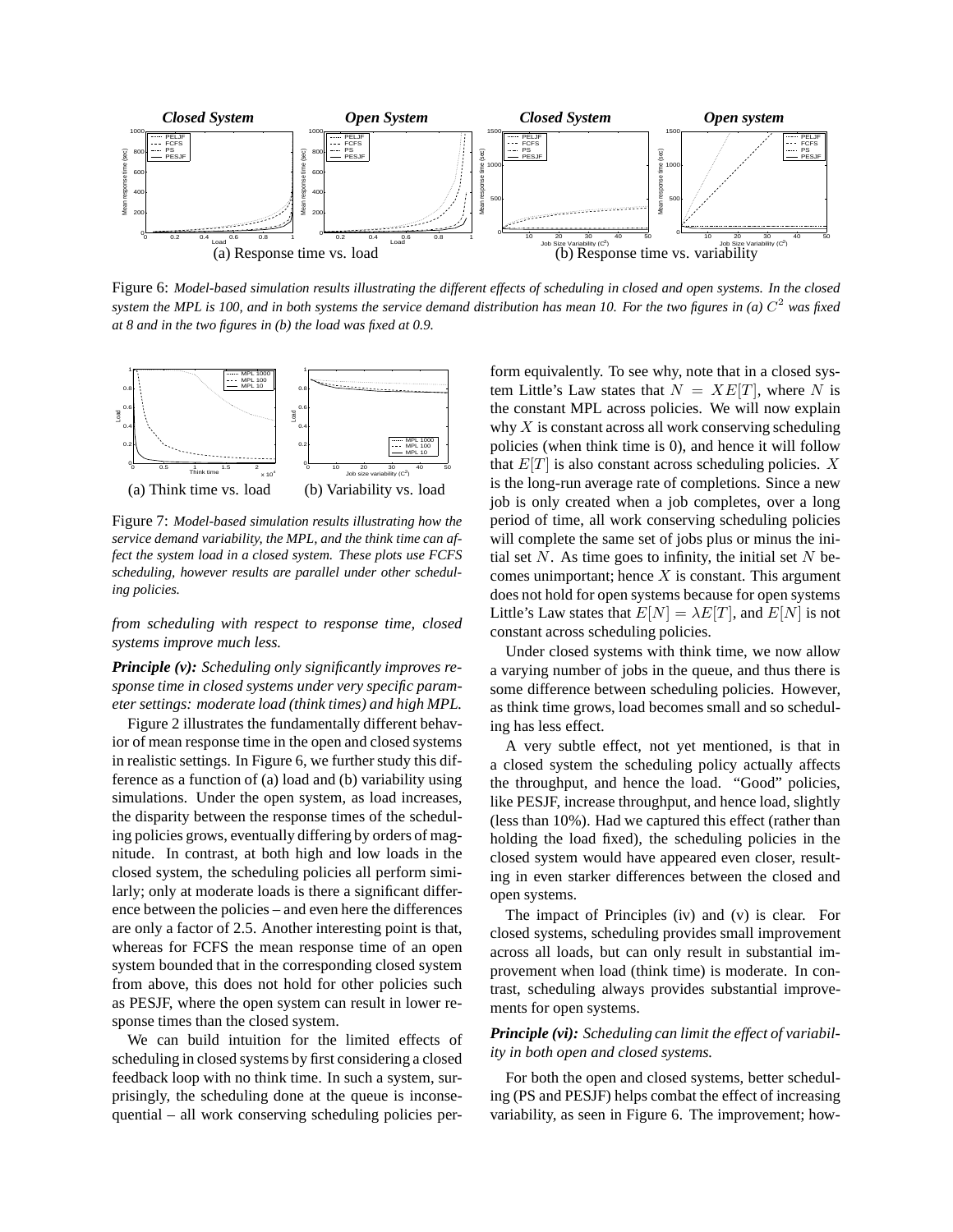(a) Response time vs. load

(b) Response time vs. variability

Figure 6: *Model-based simulation results illustrating the different effects of scheduling in closed and open systems. In the closed system the MPL is 100, and in both systems the service demand distribution has mean 10. For the two figures in (a) $C^2$ was fixed at 8 and in the two figures in (b) the load was fixed at 0.9.*

(a) Think time vs. load

(b) Variability vs. load

Figure 7: *Model-based simulation results illustrating how the service demand variability, the MPL, and the think time can affect the system load in a closed system. These plots use FCFS scheduling, however results are parallel under other scheduling policies.*

*from scheduling with respect to response time, closed systems improve much less.*

***Principle (v):*** *Scheduling only significantly improves response time in closed systems under very specific parameter settings: moderate load (think times) and high MPL.*

Figure 2 illustrates the fundamentally different behavior of mean response time in the open and closed systems in realistic settings. In Figure 6, we further study this difference as a function of (a) load and (b) variability using simulations. Under the open system, as load increases, the disparity between the response times of the scheduling policies grows, eventually differing by orders of magnitude. In contrast, at both high and low loads in the closed system, the scheduling policies all perform similarly; only at moderate loads is there a significant difference between the policies – and even here the differences are only a factor of 2.5. Another interesting point is that, whereas for FCFS the mean response time of an open system bounded that in the corresponding closed system from above, this does not hold for other policies such as PESJF, where the open system can result in lower response times than the closed system.

We can build intuition for the limited effects of scheduling in closed systems by first considering a closed feedback loop with no think time. In such a system, surprisingly, the scheduling done at the queue is inconsequential – all work conserving scheduling policies perform equivalently. To see why, note that in a closed system Little's Law states that $N = XE[T]$, where $N$ is the constant MPL across policies. We will now explain why $X$ is constant across all work conserving scheduling policies (when think time is 0), and hence it will follow that $E[T]$ is also constant across scheduling policies. $X$ is the long-run average rate of completions. Since a new job is only created when a job completes, over a long period of time, all work conserving scheduling policies will complete the same set of jobs plus or minus the initial set $N$. As time goes to infinity, the initial set $N$ becomes unimportant; hence $X$ is constant. This argument does not hold for open systems because for open systems Little's Law states that $E[N] = \lambda E[T]$, and $E[N]$ is not constant across scheduling policies.

Under closed systems with think time, we now allow a varying number of jobs in the queue, and thus there is some difference between scheduling policies. However, as think time grows, load becomes small and so scheduling has less effect.

A very subtle effect, not yet mentioned, is that in a closed system the scheduling policy actually affects the throughput, and hence the load. "Good" policies, like PESJF, increase throughput, and hence load, slightly (less than 10%). Had we captured this effect (rather than holding the load fixed), the scheduling policies in the closed system would have appeared even closer, resulting in even starker differences between the closed and open systems.

The impact of Principles (iv) and (v) is clear. For closed systems, scheduling provides small improvement across all loads, but can only result in substantial improvement when load (think time) is moderate. In contrast, scheduling always provides substantial improvements for open systems.

***Principle (vi):*** *Scheduling can limit the effect of variability in both open and closed systems.*

For both the open and closed systems, better scheduling (PS and PESJF) helps combat the effect of increasing variability, as seen in Figure 6. The improvement; how-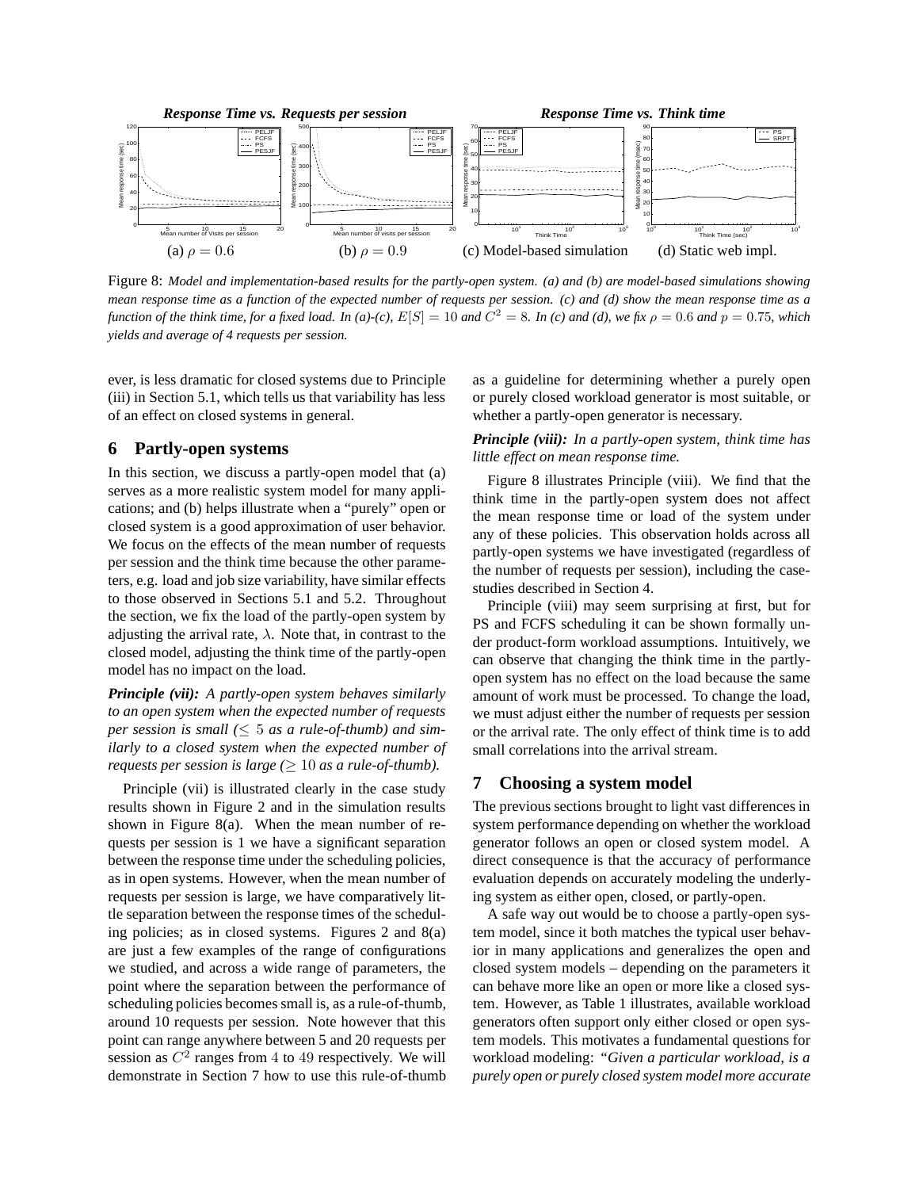Figure 8: *Model and implementation-based results for the partly-open system. (a) and (b) are model-based simulations showing mean response time as a function of the expected number of requests per session. (c) and (d) show the mean response time as a function of the think time, for a fixed load. In (a)-(c), $E[S] = 10$ and $C^2 = 8$. In (c) and (d), we fix $\rho = 0.6$ and $p = 0.75$, which yields and average of 4 requests per session.*

ever, is less dramatic for closed systems due to Principle (iii) in Section 5.1, which tells us that variability has less of an effect on closed systems in general.

## 6 Partly-open systems

In this section, we discuss a partly-open model that (a) serves as a more realistic system model for many applications; and (b) helps illustrate when a "purely" open or closed system is a good approximation of user behavior. We focus on the effects of the mean number of requests per session and the think time because the other parameters, e.g. load and job size variability, have similar effects to those observed in Sections 5.1 and 5.2. Throughout the section, we fix the load of the partly-open system by adjusting the arrival rate, $\lambda$. Note that, in contrast to the closed model, adjusting the think time of the partly-open model has no impact on the load.

***Principle (vii):*** *A partly-open system behaves similarly to an open system when the expected number of requests per session is small ($\leq 5$ as a rule-of-thumb) and similarly to a closed system when the expected number of requests per session is large ($\geq 10$ as a rule-of-thumb).*

Principle (vii) is illustrated clearly in the case study results shown in Figure 2 and in the simulation results shown in Figure 8(a). When the mean number of requests per session is 1 we have a significant separation between the response time under the scheduling policies, as in open systems. However, when the mean number of requests per session is large, we have comparatively little separation between the response times of the scheduling policies; as in closed systems. Figures 2 and 8(a) are just a few examples of the range of configurations we studied, and across a wide range of parameters, the point where the separation between the performance of scheduling policies becomes small is, as a rule-of-thumb, around 10 requests per session. Note however that this point can range anywhere between 5 and 20 requests per session as $C^2$ ranges from 4 to 49 respectively. We will demonstrate in Section 7 how to use this rule-of-thumb as a guideline for determining whether a purely open or purely closed workload generator is most suitable, or whether a partly-open generator is necessary.

***Principle (viii):*** *In a partly-open system, think time has little effect on mean response time.*

Figure 8 illustrates Principle (viii). We find that the think time in the partly-open system does not affect the mean response time or load of the system under any of these policies. This observation holds across all partly-open systems we have investigated (regardless of the number of requests per session), including the case-studies described in Section 4.

Principle (viii) may seem surprising at first, but for PS and FCFS scheduling it can be shown formally under product-form workload assumptions. Intuitively, we can observe that changing the think time in the partly-open system has no effect on the load because the same amount of work must be processed. To change the load, we must adjust either the number of requests per session or the arrival rate. The only effect of think time is to add small correlations into the arrival stream.

## 7 Choosing a system model

The previous sections brought to light vast differences in system performance depending on whether the workload generator follows an open or closed system model. A direct consequence is that the accuracy of performance evaluation depends on accurately modeling the underlying system as either open, closed, or partly-open.

A safe way out would be to choose a partly-open system model, since it both matches the typical user behavior in many applications and generalizes the open and closed system models – depending on the parameters it can behave more like an open or more like a closed system. However, as Table 1 illustrates, available workload generators often support only either closed or open system models. This motivates a fundamental questions for workload modeling: *"Given a particular workload, is a purely open or purely closed system model more accurate*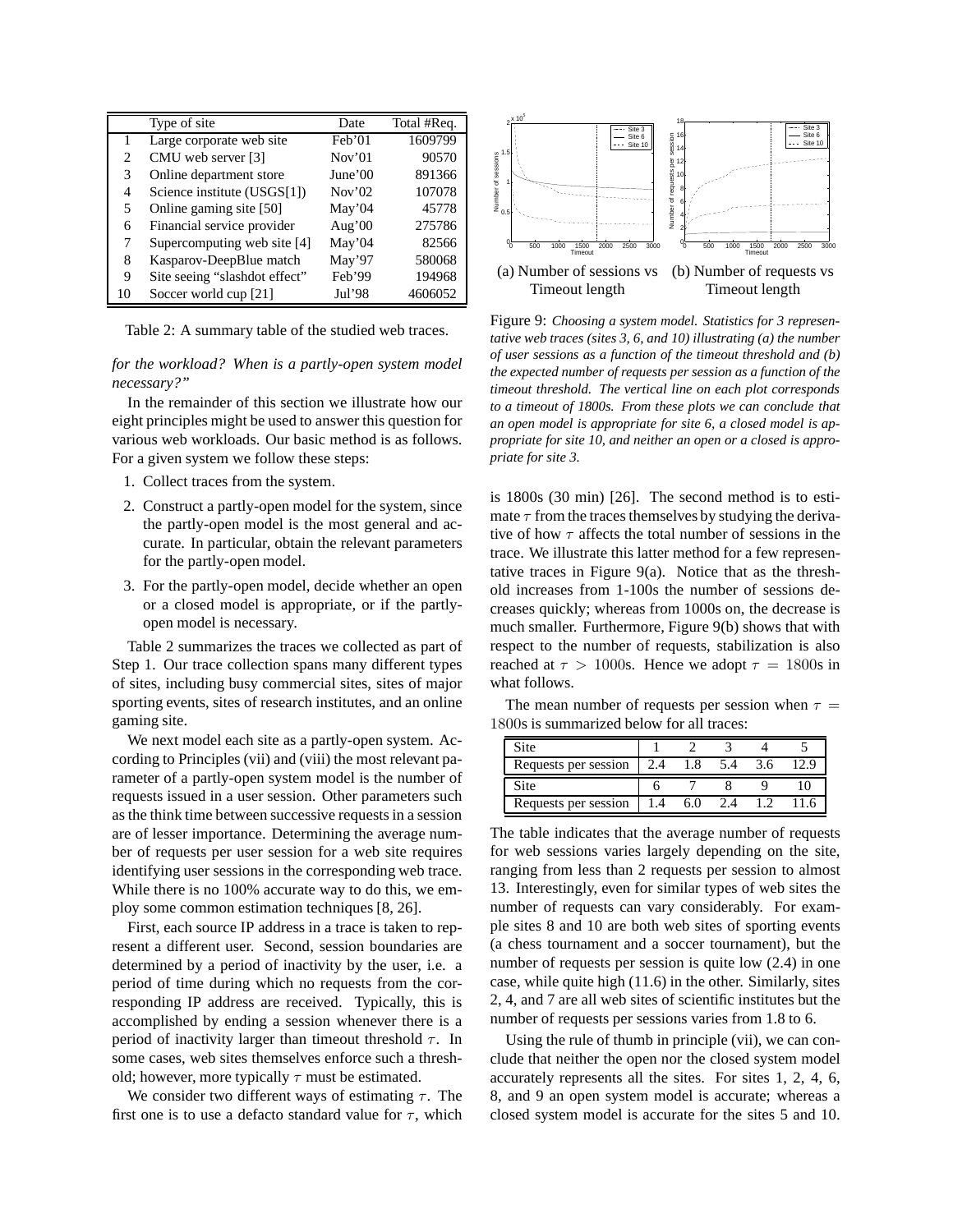|  | Type of site | Date | Total #Req. |
|---|---|---|---|
| 1 | Large corporate web site | Feb'01 | 1609799 |
| 2 | CMU web server [3] | Nov'01 | 90570 |
| 3 | Online department store | June'00 | 891366 |
| 4 | Science institute (USGS[1]) | Nov'02 | 107078 |
| 5 | Online gaming site [50] | May'04 | 45778 |
| 6 | Financial service provider | Aug'00 | 275786 |
| 7 | Supercomputing web site [4] | May'04 | 82566 |
| 8 | Kasparov-DeepBlue match | May'97 | 580068 |
| 9 | Site seeing "slashdot effect" | Feb'99 | 194968 |
| 10 | Soccer world cup [21] | Jul'98 | 4606052 |

Table 2: A summary table of the studied web traces.

*for the workload? When is a partly-open system model necessary?"*

In the remainder of this section we illustrate how our eight principles might be used to answer this question for various web workloads. Our basic method is as follows. For a given system we follow these steps:

1. Collect traces from the system.
2. Construct a partly-open model for the system, since the partly-open model is the most general and accurate. In particular, obtain the relevant parameters for the partly-open model.
3. For the partly-open model, decide whether an open or a closed model is appropriate, or if the partly-open model is necessary.

Table 2 summarizes the traces we collected as part of Step 1. Our trace collection spans many different types of sites, including busy commercial sites, sites of major sporting events, sites of research institutes, and an online gaming site.

We next model each site as a partly-open system. According to Principles (vii) and (viii) the most relevant parameter of a partly-open system model is the number of requests issued in a user session. Other parameters such as the think time between successive requests in a session are of lesser importance. Determining the average number of requests per user session for a web site requires identifying user sessions in the corresponding web trace. While there is no 100% accurate way to do this, we employ some common estimation techniques [8, 26].

First, each source IP address in a trace is taken to represent a different user. Second, session boundaries are determined by a period of inactivity by the user, i.e. a period of time during which no requests from the corresponding IP address are received. Typically, this is accomplished by ending a session whenever there is a period of inactivity larger than timeout threshold $\tau$. In some cases, web sites themselves enforce such a threshold; however, more typically $\tau$ must be estimated.

We consider two different ways of estimating $\tau$. The first one is to use a defacto standard value for $\tau$, which is 1800s (30 min) [26]. The second method is to estimate $\tau$ from the traces themselves by studying the derivative of how $\tau$ affects the total number of sessions in the trace. We illustrate this latter method for a few representative traces in Figure 9(a). Notice that as the threshold increases from 1-100s the number of sessions decreases quickly; whereas from 1000s on, the decrease is much smaller. Furthermore, Figure 9(b) shows that with respect to the number of requests, stabilization is also reached at $\tau > 1000$s. Hence we adopt $\tau = 1800$s in what follows.

(a) Number of sessions vs Timeout length

(b) Number of requests vs Timeout length

Figure 9: *Choosing a system model. Statistics for 3 representative web traces (sites 3, 6, and 10) illustrating (a) the number of user sessions as a function of the timeout threshold and (b) the expected number of requests per session as a function of the timeout threshold. The vertical line on each plot corresponds to a timeout of 1800s. From these plots we can conclude that an open model is appropriate for site 6, a closed model is appropriate for site 10, and neither an open or a closed is appropriate for site 3.*

The mean number of requests per session when $\tau = 1800$s is summarized below for all traces:

| Site | 1 | 2 | 3 | 4 | 5 |
|---|---|---|---|---|---|
| Requests per session | 2.4 | 1.8 | 5.4 | 3.6 | 12.9 |
| Site | 6 | 7 | 8 | 9 | 10 |
| Requests per session | 1.4 | 6.0 | 2.4 | 1.2 | 11.6 |

The table indicates that the average number of requests for web sessions varies largely depending on the site, ranging from less than 2 requests per session to almost 13. Interestingly, even for similar types of web sites the number of requests can vary considerably. For example sites 8 and 10 are both web sites of sporting events (a chess tournament and a soccer tournament), but the number of requests per session is quite low (2.4) in one case, while quite high (11.6) in the other. Similarly, sites 2, 4, and 7 are all web sites of scientific institutes but the number of requests per sessions varies from 1.8 to 6.

Using the rule of thumb in principle (vii), we can conclude that neither the open nor the closed system model accurately represents all the sites. For sites 1, 2, 4, 6, 8, and 9 an open system model is accurate; whereas a closed system model is accurate for the sites 5 and 10.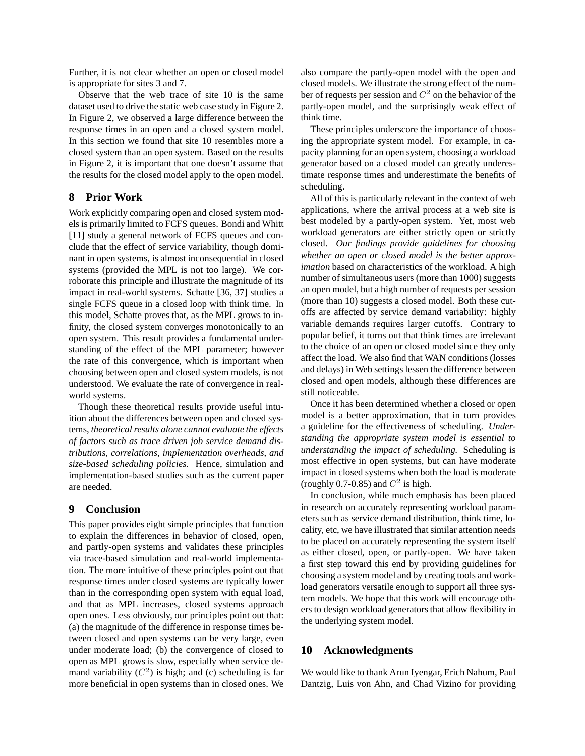Further, it is not clear whether an open or closed model is appropriate for sites 3 and 7.

Observe that the web trace of site 10 is the same dataset used to drive the static web case study in Figure 2. In Figure 2, we observed a large difference between the response times in an open and a closed system model. In this section we found that site 10 resembles more a closed system than an open system. Based on the results in Figure 2, it is important that one doesn't assume that the results for the closed model apply to the open model.

## 8 Prior Work

Work explicitly comparing open and closed system models is primarily limited to FCFS queues. Bondi and Whitt [11] study a general network of FCFS queues and conclude that the effect of service variability, though dominant in open systems, is almost inconsequential in closed systems (provided the MPL is not too large). We corroborate this principle and illustrate the magnitude of its impact in real-world systems. Schatte [36, 37] studies a single FCFS queue in a closed loop with think time. In this model, Schatte proves that, as the MPL grows to infinity, the closed system converges monotonically to an open system. This result provides a fundamental understanding of the effect of the MPL parameter; however the rate of this convergence, which is important when choosing between open and closed system models, is not understood. We evaluate the rate of convergence in real-world systems.

Though these theoretical results provide useful intuition about the differences between open and closed systems, *theoretical results alone cannot evaluate the effects of factors such as trace driven job service demand distributions, correlations, implementation overheads, and size-based scheduling policies.* Hence, simulation and implementation-based studies such as the current paper are needed.

## 9 Conclusion

This paper provides eight simple principles that function to explain the differences in behavior of closed, open, and partly-open systems and validates these principles via trace-based simulation and real-world implementation. The more intuitive of these principles point out that response times under closed systems are typically lower than in the corresponding open system with equal load, and that as MPL increases, closed systems approach open ones. Less obviously, our principles point out that: (a) the magnitude of the difference in response times between closed and open systems can be very large, even under moderate load; (b) the convergence of closed to open as MPL grows is slow, especially when service demand variability ($C^2$) is high; and (c) scheduling is far more beneficial in open systems than in closed ones. We also compare the partly-open model with the open and closed models. We illustrate the strong effect of the number of requests per session and $C^2$ on the behavior of the partly-open model, and the surprisingly weak effect of think time.

These principles underscore the importance of choosing the appropriate system model. For example, in capacity planning for an open system, choosing a workload generator based on a closed model can greatly underestimate response times and underestimate the benefits of scheduling.

All of this is particularly relevant in the context of web applications, where the arrival process at a web site is best modeled by a partly-open system. Yet, most web workload generators are either strictly open or strictly closed. *Our findings provide guidelines for choosing whether an open or closed model is the better approximation* based on characteristics of the workload. A high number of simultaneous users (more than 1000) suggests an open model, but a high number of requests per session (more than 10) suggests a closed model. Both these cutoffs are affected by service demand variability: highly variable demands requires larger cutoffs. Contrary to popular belief, it turns out that think times are irrelevant to the choice of an open or closed model since they only affect the load. We also find that WAN conditions (losses and delays) in Web settings lessen the difference between closed and open models, although these differences are still noticeable.

Once it has been determined whether a closed or open model is a better approximation, that in turn provides a guideline for the effectiveness of scheduling. *Understanding the appropriate system model is essential to understanding the impact of scheduling.* Scheduling is most effective in open systems, but can have moderate impact in closed systems when both the load is moderate (roughly 0.7-0.85) and $C^2$ is high.

In conclusion, while much emphasis has been placed in research on accurately representing workload parameters such as service demand distribution, think time, locality, etc, we have illustrated that similar attention needs to be placed on accurately representing the system itself as either closed, open, or partly-open. We have taken a first step toward this end by providing guidelines for choosing a system model and by creating tools and workload generators versatile enough to support all three system models. We hope that this work will encourage others to design workload generators that allow flexibility in the underlying system model.

## 10 Acknowledgments

We would like to thank Arun Iyengar, Erich Nahum, Paul Dantzig, Luis von Ahn, and Chad Vizino for providing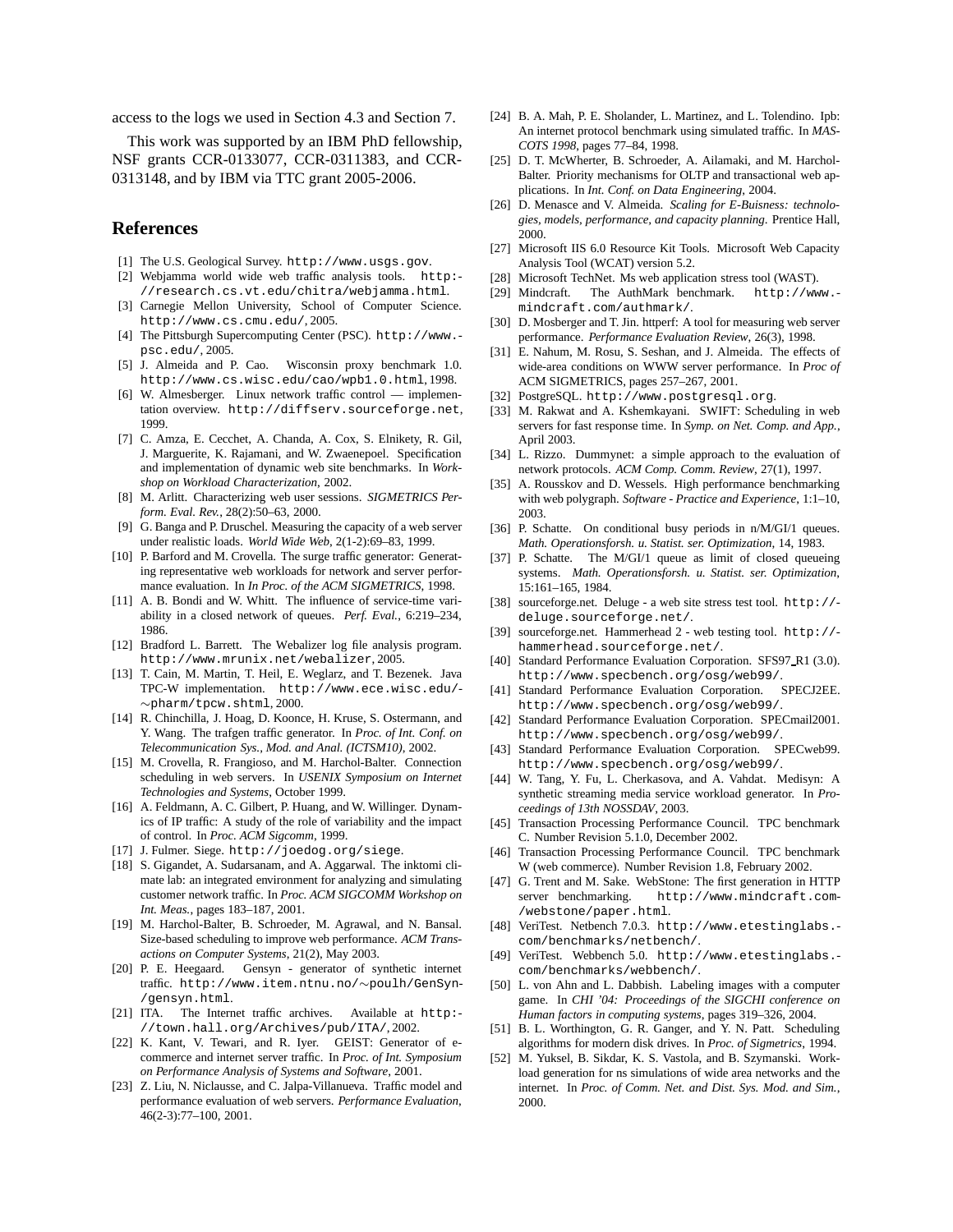access to the logs we used in Section 4.3 and Section 7.

This work was supported by an IBM PhD fellowship, NSF grants CCR-0133077, CCR-0311383, and CCR-0313148, and by IBM via TTC grant 2005-2006.

## References

[1] The U.S. Geological Survey. http://www.usgs.gov.

[2] Webjamma world wide web traffic analysis tools. http://research.cs.vt.edu/chitra/webjamma.html.

[3] Carnegie Mellon University, School of Computer Science. http://www.cs.cmu.edu/, 2005.

[4] The Pittsburgh Supercomputing Center (PSC). http://www.psc.edu/, 2005.

[5] J. Almeida and P. Cao. Wisconsin proxy benchmark 1.0. http://www.cs.wisc.edu/cao/wpb1.0.html, 1998.

[6] W. Almesberger. Linux network traffic control — implementation overview. http://diffserv.sourceforge.net, 1999.

[7] C. Amza, E. Cecchet, A. Chanda, A. Cox, S. Elnikety, R. Gil, J. Marguerite, K. Rajamani, and W. Zwaenepoel. Specification and implementation of dynamic web site benchmarks. In *Workshop on Workload Characterization*, 2002.

[8] M. Arlitt. Characterizing web user sessions. *SIGMETRICS Perform. Eval. Rev.*, 28(2):50–63, 2000.

[9] G. Banga and P. Druschel. Measuring the capacity of a web server under realistic loads. *World Wide Web*, 2(1-2):69–83, 1999.

[10] P. Barford and M. Crovella. The surge traffic generator: Generating representative web workloads for network and server performance evaluation. In *In Proc. of the ACM SIGMETRICS*, 1998.

[11] A. B. Bondi and W. Whitt. The influence of service-time variability in a closed network of queues. *Perf. Eval.*, 6:219–234, 1986.

[12] Bradford L. Barrett. The Webalizer log file analysis program. http://www.mrunix.net/webalizer, 2005.

[13] T. Cain, M. Martin, T. Heil, E. Weglarz, and T. Bezenek. Java TPC-W implementation. http://www.ece.wisc.edu/~pharm/tpcw.shtml, 2000.

[14] R. Chinchilla, J. Hoag, D. Koonce, H. Kruse, S. Ostermann, and Y. Wang. The trafgen traffic generator. In *Proc. of Int. Conf. on Telecommunication Sys., Mod. and Anal. (ICTSM10)*, 2002.

[15] M. Crovella, R. Frangioso, and M. Harchol-Balter. Connection scheduling in web servers. In *USENIX Symposium on Internet Technologies and Systems*, October 1999.

[16] A. Feldmann, A. C. Gilbert, P. Huang, and W. Willinger. Dynamics of IP traffic: A study of the role of variability and the impact of control. In *Proc. ACM Sigcomm*, 1999.

[17] J. Fulmer. Siege. http://joedog.org/siege.

[18] S. Gigandet, A. Sudarsanam, and A. Aggarwal. The inktomi climate lab: an integrated environment for analyzing and simulating customer network traffic. In *Proc. ACM SIGCOMM Workshop on Int. Meas.*, pages 183–187, 2001.

[19] M. Harchol-Balter, B. Schroeder, M. Agrawal, and N. Bansal. Size-based scheduling to improve web performance. *ACM Transactions on Computer Systems*, 21(2), May 2003.

[20] P. E. Heegaard. Gensyn - generator of synthetic internet traffic. http://www.item.ntnu.no/~poulh/GenSyn/gensyn.html.

[21] ITA. The Internet traffic archives. Available at http://town.hall.org/Archives/pub/ITA/, 2002.

[22] K. Kant, V. Tewari, and R. Iyer. GEIST: Generator of e-commerce and internet server traffic. In *Proc. of Int. Symposium on Performance Analysis of Systems and Software*, 2001.

[23] Z. Liu, N. Niclausse, and C. Jalpa-Villanueva. Traffic model and performance evaluation of web servers. *Performance Evaluation*, 46(2-3):77–100, 2001.

[24] B. A. Mah, P. E. Sholander, L. Martinez, and L. Tolendino. Ipb: An internet protocol benchmark using simulated traffic. In *MASCOTS 1998*, pages 77–84, 1998.

[25] D. T. McWherter, B. Schroeder, A. Ailamaki, and M. Harchol-Balter. Priority mechanisms for OLTP and transactional web applications. In *Int. Conf. on Data Engineering*, 2004.

[26] D. Menasce and V. Almeida. *Scaling for E-Buisness: technologies, models, performance, and capacity planning*. Prentice Hall, 2000.

[27] Microsoft IIS 6.0 Resource Kit Tools. Microsoft Web Capacity Analysis Tool (WCAT) version 5.2.

[28] Microsoft TechNet. Ms web application stress tool (WAST).

[29] Mindcraft. The AuthMark benchmark. http://www.mindcraft.com/authmark/.

[30] D. Mosberger and T. Jin. httperf: A tool for measuring web server performance. *Performance Evaluation Review*, 26(3), 1998.

[31] E. Nahum, M. Rosu, S. Seshan, and J. Almeida. The effects of wide-area conditions on WWW server performance. In *Proc of* ACM SIGMETRICS, pages 257–267, 2001.

[32] PostgreSQL. http://www.postgresql.org.

[33] M. Rakwat and A. Kshemkayani. SWIFT: Scheduling in web servers for fast response time. In *Symp. on Net. Comp. and App.*, April 2003.

[34] L. Rizzo. Dummynet: a simple approach to the evaluation of network protocols. *ACM Comp. Comm. Review*, 27(1), 1997.

[35] A. Rousskov and D. Wessels. High performance benchmarking with web polygraph. *Software - Practice and Experience*, 1:1–10, 2003.

[36] P. Schatte. On conditional busy periods in n/M/GI/1 queues. *Math. Operationsforsh. u. Statist. ser. Optimization*, 14, 1983.

[37] P. Schatte. The M/GI/1 queue as limit of closed queueing systems. *Math. Operationsforsh. u. Statist. ser. Optimization*, 15:161–165, 1984.

[38] sourceforge.net. Deluge - a web site stress test tool. http://deluge.sourceforge.net/.

[39] sourceforge.net. Hammerhead 2 - web testing tool. http://hammerhead.sourceforge.net/.

[40] Standard Performance Evaluation Corporation. SFS97_R1 (3.0). http://www.specbench.org/osg/web99/.

[41] Standard Performance Evaluation Corporation. SPECJ2EE. http://www.specbench.org/osg/web99/.

[42] Standard Performance Evaluation Corporation. SPECmail2001. http://www.specbench.org/osg/web99/.

[43] Standard Performance Evaluation Corporation. SPECweb99. http://www.specbench.org/osg/web99/.

[44] W. Tang, Y. Fu, L. Cherkasova, and A. Vahdat. Medisyn: A synthetic streaming media service workload generator. In *Proceedings of 13th NOSSDAV*, 2003.

[45] Transaction Processing Performance Council. TPC benchmark C. Number Revision 5.1.0, December 2002.

[46] Transaction Processing Performance Council. TPC benchmark W (web commerce). Number Revision 1.8, February 2002.

[47] G. Trent and M. Sake. WebStone: The first generation in HTTP server benchmarking. http://www.mindcraft.com/webstone/paper.html.

[48] VeriTest. Netbench 7.0.3. http://www.etestinglabs.com/benchmarks/netbench/.

[49] VeriTest. Webbench 5.0. http://www.etestinglabs.com/benchmarks/webbench/.

[50] L. von Ahn and L. Dabbish. Labeling images with a computer game. In *CHI '04: Proceedings of the SIGCHI conference on Human factors in computing systems*, pages 319–326, 2004.

[51] B. L. Worthington, G. R. Ganger, and Y. N. Patt. Scheduling algorithms for modern disk drives. In *Proc. of Sigmetrics*, 1994.

[52] M. Yuksel, B. Sikdar, K. S. Vastola, and B. Szymanski. Workload generation for ns simulations of wide area networks and the internet. In *Proc. of Comm. Net. and Dist. Sys. Mod. and Sim.*, 2000.